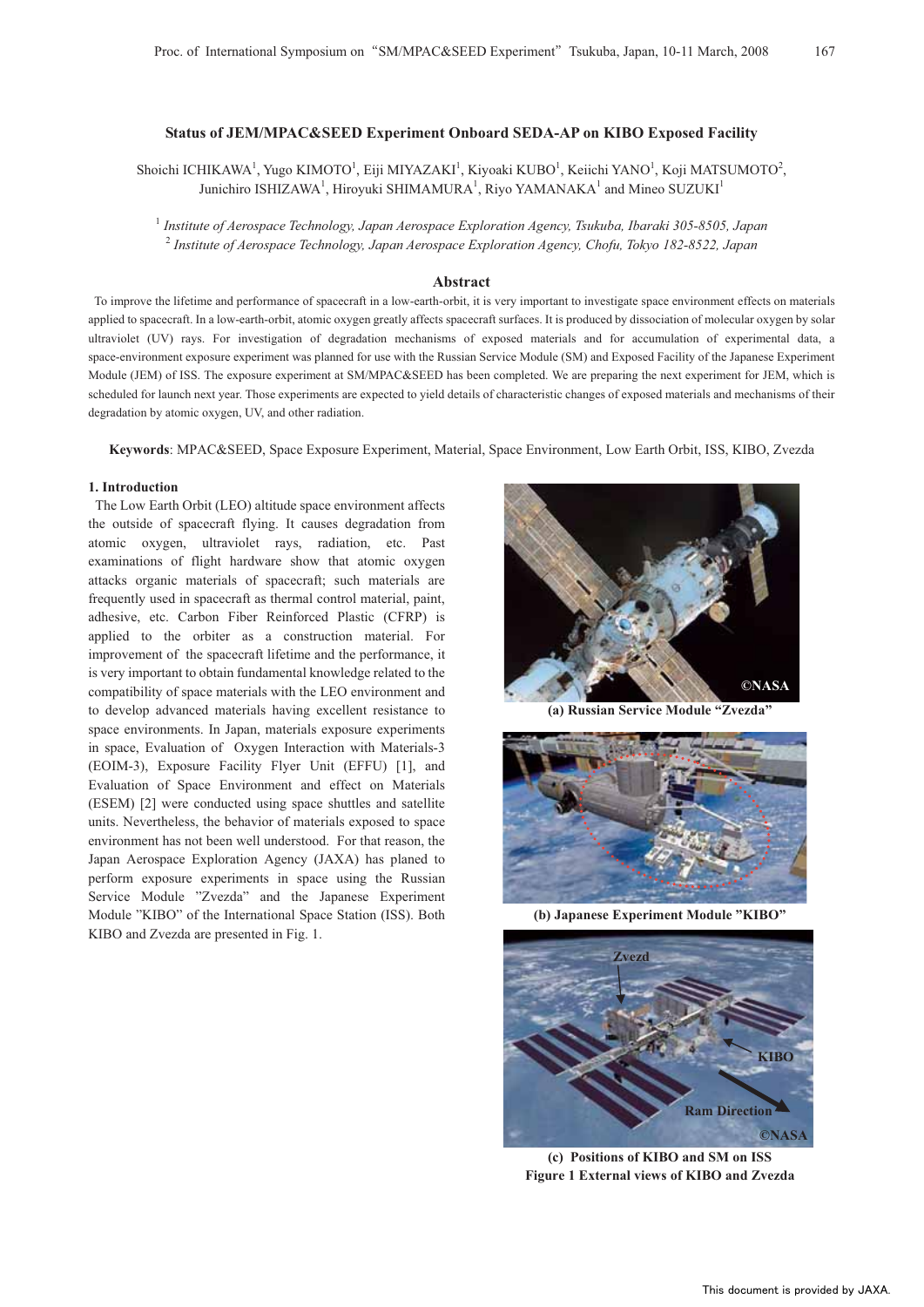# Status of JEM/MPAC&SEED Experiment Onboard SEDA-AP on KIBO Exposed Facility

Shoichi ICHIKAWA[1], Yugo KIMOTO[1], Eiji MIYAZAKI[1], Kiyoaki KUBO[1], Keiichi YANO[1], Koji MATSUMOTO[2], Junichiro ISHIZAWA[1], Hiroyuki SHIMAMURA[1], Riyo YAMANAKA[1] and Mineo SUZUKI[1]

[1] *Institute of Aerospace Technology, Japan Aerospace Exploration Agency, Tsukuba, Ibaraki 305-8505, Japan*
[2] *Institute of Aerospace Technology, Japan Aerospace Exploration Agency, Chofu, Tokyo 182-8522, Japan*

## Abstract

To improve the lifetime and performance of spacecraft in a low-earth-orbit, it is very important to investigate space environment effects on materials applied to spacecraft. In a low-earth-orbit, atomic oxygen greatly affects spacecraft surfaces. It is produced by dissociation of molecular oxygen by solar ultraviolet (UV) rays. For investigation of degradation mechanisms of exposed materials and for accumulation of experimental data, a space-environment exposure experiment was planned for use with the Russian Service Module (SM) and Exposed Facility of the Japanese Experiment Module (JEM) of ISS. The exposure experiment at SM/MPAC&SEED has been completed. We are preparing the next experiment for JEM, which is scheduled for launch next year. Those experiments are expected to yield details of characteristic changes of exposed materials and mechanisms of their degradation by atomic oxygen, UV, and other radiation.

**Keywords**: MPAC&SEED, Space Exposure Experiment, Material, Space Environment, Low Earth Orbit, ISS, KIBO, Zvezda

## 1. Introduction

The Low Earth Orbit (LEO) altitude space environment affects the outside of spacecraft flying. It causes degradation from atomic oxygen, ultraviolet rays, radiation, etc. Past examinations of flight hardware show that atomic oxygen attacks organic materials of spacecraft; such materials are frequently used in spacecraft as thermal control material, paint, adhesive, etc. Carbon Fiber Reinforced Plastic (CFRP) is applied to the orbiter as a construction material. For improvement of the spacecraft lifetime and the performance, it is very important to obtain fundamental knowledge related to the compatibility of space materials with the LEO environment and to develop advanced materials having excellent resistance to space environments. In Japan, materials exposure experiments in space, Evaluation of Oxygen Interaction with Materials-3 (EOIM-3), Exposure Facility Flyer Unit (EFFU) [1], and Evaluation of Space Environment and effect on Materials (ESEM) [2] were conducted using space shuttles and satellite units. Nevertheless, the behavior of materials exposed to space environment has not been well understood. For that reason, the Japan Aerospace Exploration Agency (JAXA) has planed to perform exposure experiments in space using the Russian Service Module "Zvezda" and the Japanese Experiment Module "KIBO" of the International Space Station (ISS). Both KIBO and Zvezda are presented in Fig. 1.

(a) Russian Service Module "Zvezda"

(b) Japanese Experiment Module "KIBO"

(c) Positions of KIBO and SM on ISS

Figure 1 External views of KIBO and Zvezda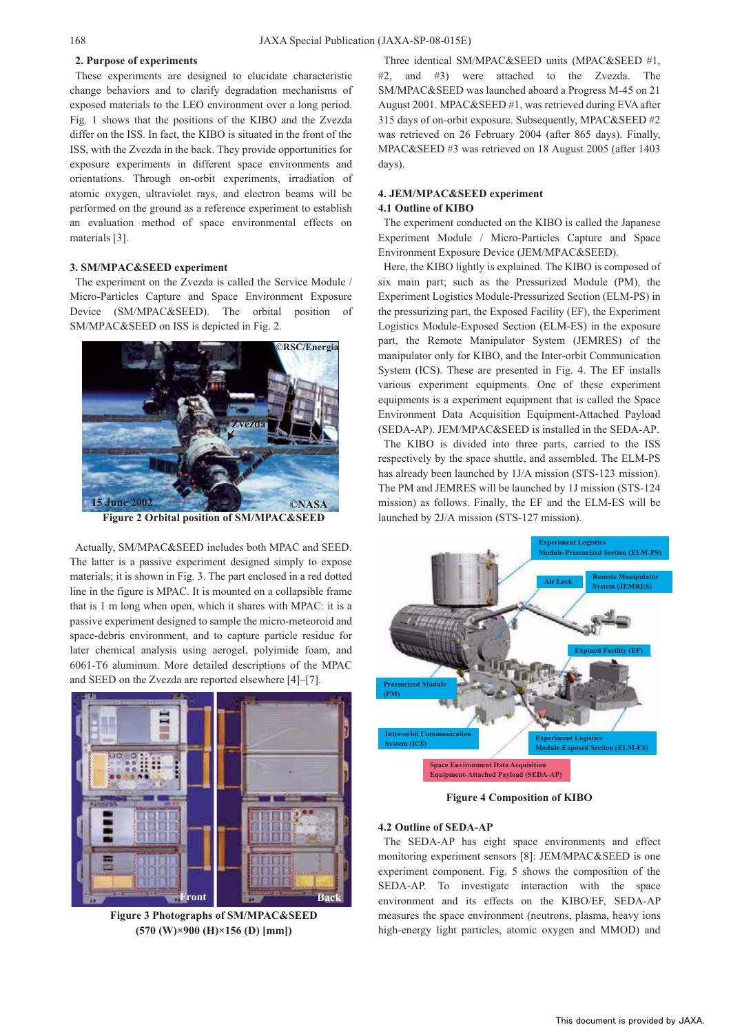## 2. Purpose of experiments

These experiments are designed to elucidate characteristic change behaviors and to clarify degradation mechanisms of exposed materials to the LEO environment over a long period. Fig. 1 shows that the positions of the KIBO and the Zvezda differ on the ISS. In fact, the KIBO is situated in the front of the ISS, with the Zvezda in the back. They provide opportunities for exposure experiments in different space environments and orientations. Through on-orbit experiments, irradiation of atomic oxygen, ultraviolet rays, and electron beams will be performed on the ground as a reference experiment to establish an evaluation method of space environmental effects on materials [3].

## 3. SM/MPAC&SEED experiment

The experiment on the Zvezda is called the Service Module / Micro-Particles Capture and Space Environment Exposure Device (SM/MPAC&SEED). The orbital position of SM/MPAC&SEED on ISS is depicted in Fig. 2.

**Figure 2 Orbital position of SM/MPAC&SEED**

Actually, SM/MPAC&SEED includes both MPAC and SEED. The latter is a passive experiment designed simply to expose materials; it is shown in Fig. 3. The part enclosed in a red dotted line in the figure is MPAC. It is mounted on a collapsible frame that is 1 m long when open, which it shares with MPAC: it is a passive experiment designed to sample the micro-meteoroid and space-debris environment, and to capture particle residue for later chemical analysis using aerogel, polyimide foam, and 6061-T6 aluminum. More detailed descriptions of the MPAC and SEED on the Zvezda are reported elsewhere [4]–[7].

**Figure 3 Photographs of SM/MPAC&SEED (570 (W)×900 (H)×156 (D) [mm])**

Three identical SM/MPAC&SEED units (MPAC&SEED #1, #2, and #3) were attached to the Zvezda. The SM/MPAC&SEED was launched aboard a Progress M-45 on 21 August 2001. MPAC&SEED #1, was retrieved during EVA after 315 days of on-orbit exposure. Subsequently, MPAC&SEED #2 was retrieved on 26 February 2004 (after 865 days). Finally, MPAC&SEED #3 was retrieved on 18 August 2005 (after 1403 days).

## 4. JEM/MPAC&SEED experiment

### 4.1 Outline of KIBO

The experiment conducted on the KIBO is called the Japanese Experiment Module / Micro-Particles Capture and Space Environment Exposure Device (JEM/MPAC&SEED).

Here, the KIBO lightly is explained. The KIBO is composed of six main part; such as the Pressurized Module (PM), the Experiment Logistics Module-Pressurized Section (ELM-PS) in the pressurizing part, the Exposed Facility (EF), the Experiment Logistics Module-Exposed Section (ELM-ES) in the exposure part, the Remote Manipulator System (JEMRES) of the manipulator only for KIBO, and the Inter-orbit Communication System (ICS). These are presented in Fig. 4. The EF installs various experiment equipments. One of these experiment equipments is a experiment equipment that is called the Space Environment Data Acquisition Equipment-Attached Payload (SEDA-AP). JEM/MPAC&SEED is installed in the SEDA-AP.

The KIBO is divided into three parts, carried to the ISS respectively by the space shuttle, and assembled. The ELM-PS has already been launched by 1J/A mission (STS-123 mission). The PM and JEMRES will be launched by 1J mission (STS-124 mission) as follows. Finally, the EF and the ELM-ES will be launched by 2J/A mission (STS-127 mission).

**Figure 4 Composition of KIBO**

### 4.2 Outline of SEDA-AP

The SEDA-AP has eight space environments and effect monitoring experiment sensors [8]: JEM/MPAC&SEED is one experiment component. Fig. 5 shows the composition of the SEDA-AP. To investigate interaction with the space environment and its effects on the KIBO/EF, SEDA-AP measures the space environment (neutrons, plasma, heavy ions high-energy light particles, atomic oxygen and MMOD) and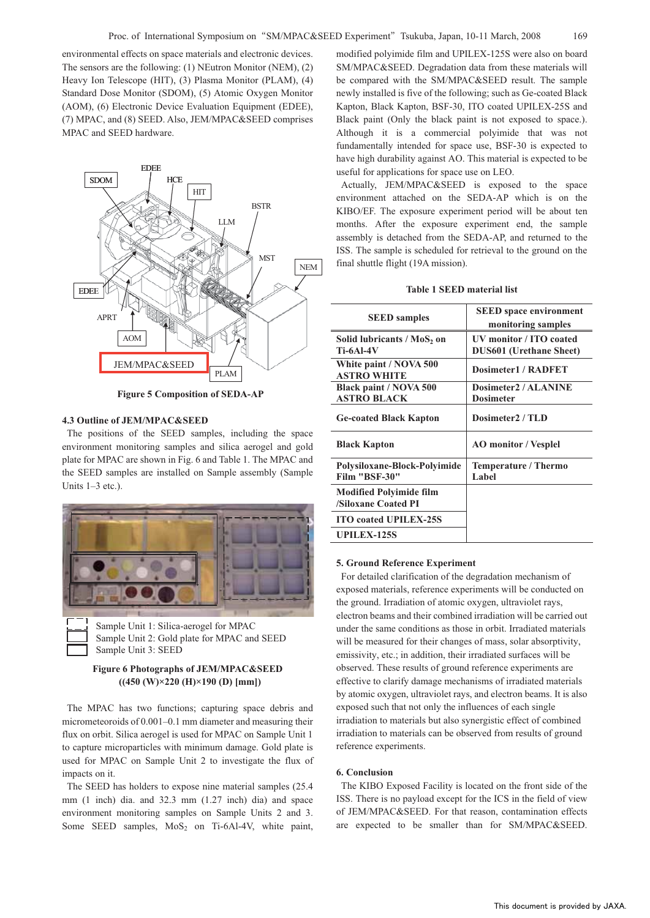environmental effects on space materials and electronic devices. The sensors are the following: (1) NEutron Monitor (NEM), (2) Heavy Ion Telescope (HIT), (3) Plasma Monitor (PLAM), (4) Standard Dose Monitor (SDOM), (5) Atomic Oxygen Monitor (AOM), (6) Electronic Device Evaluation Equipment (EDEE), (7) MPAC, and (8) SEED. Also, JEM/MPAC&SEED comprises MPAC and SEED hardware.

**Figure 5 Composition of SEDA-AP**

### 4.3 Outline of JEM/MPAC&SEED

The positions of the SEED samples, including the space environment monitoring samples and silica aerogel and gold plate for MPAC are shown in Fig. 6 and Table 1. The MPAC and the SEED samples are installed on Sample assembly (Sample Units 1–3 etc.).

Sample Unit 1: Silica-aerogel for MPAC
Sample Unit 2: Gold plate for MPAC and SEED
Sample Unit 3: SEED

**Figure 6 Photographs of JEM/MPAC&SEED ((450 (W)×220 (H)×190 (D) [mm])**

The MPAC has two functions; capturing space debris and micrometeoroids of 0.001–0.1 mm diameter and measuring their flux on orbit. Silica aerogel is used for MPAC on Sample Unit 1 to capture microparticles with minimum damage. Gold plate is used for MPAC on Sample Unit 2 to investigate the flux of impacts on it.

The SEED has holders to expose nine material samples (25.4 mm (1 inch) dia. and 32.3 mm (1.27 inch) dia) and space environment monitoring samples on Sample Units 2 and 3. Some SEED samples, $MoS_2$ on Ti-6Al-4V, white paint, modified polyimide film and UPILEX-125S were also on board SM/MPAC&SEED. Degradation data from these materials will be compared with the SM/MPAC&SEED result. The sample newly installed is five of the following; such as Ge-coated Black Kapton, Black Kapton, BSF-30, ITO coated UPILEX-25S and Black paint (Only the black paint is not exposed to space.). Although it is a commercial polyimide that was not fundamentally intended for space use, BSF-30 is expected to have high durability against AO. This material is expected to be useful for applications for space use on LEO.

Actually, JEM/MPAC&SEED is exposed to the space environment attached on the SEDA-AP which is on the KIBO/EF. The exposure experiment period will be about ten months. After the exposure experiment end, the sample assembly is detached from the SEDA-AP, and returned to the ISS. The sample is scheduled for retrieval to the ground on the final shuttle flight (19A mission).

**Table 1 SEED material list**

| SEED samples | SEED space environment monitoring samples |
|---|---|
| Solid lubricants / $MoS_2$ on Ti-6Al-4V | UV monitor / ITO coated DUS601 (Urethane Sheet) |
| White paint / NOVA 500 ASTRO WHITE | Dosimeter1 / RADFET |
| Black paint / NOVA 500 ASTRO BLACK | Dosimeter2 / ALANINE Dosimeter |
| Ge-coated Black Kapton | Dosimeter2 / TLD |
| Black Kapton | AO monitor / Vesplel |
| Polysiloxane-Block-Polyimide Film "BSF-30" | Temperature / Thermo Label |
| Modified Polyimide film /Siloxane Coated PI | |
| ITO coated UPILEX-25S | |
| UPILEX-125S | |

### 5. Ground Reference Experiment

For detailed clarification of the degradation mechanism of exposed materials, reference experiments will be conducted on the ground. Irradiation of atomic oxygen, ultraviolet rays, electron beams and their combined irradiation will be carried out under the same conditions as those in orbit. Irradiated materials will be measured for their changes of mass, solar absorptivity, emissivity, etc.; in addition, their irradiated surfaces will be observed. These results of ground reference experiments are effective to clarify damage mechanisms of irradiated materials by atomic oxygen, ultraviolet rays, and electron beams. It is also exposed such that not only the influences of each single irradiation to materials but also synergistic effect of combined irradiation to materials can be observed from results of ground reference experiments.

### 6. Conclusion

The KIBO Exposed Facility is located on the front side of the ISS. There is no payload except for the ICS in the field of view of JEM/MPAC&SEED. For that reason, contamination effects are expected to be smaller than for SM/MPAC&SEED.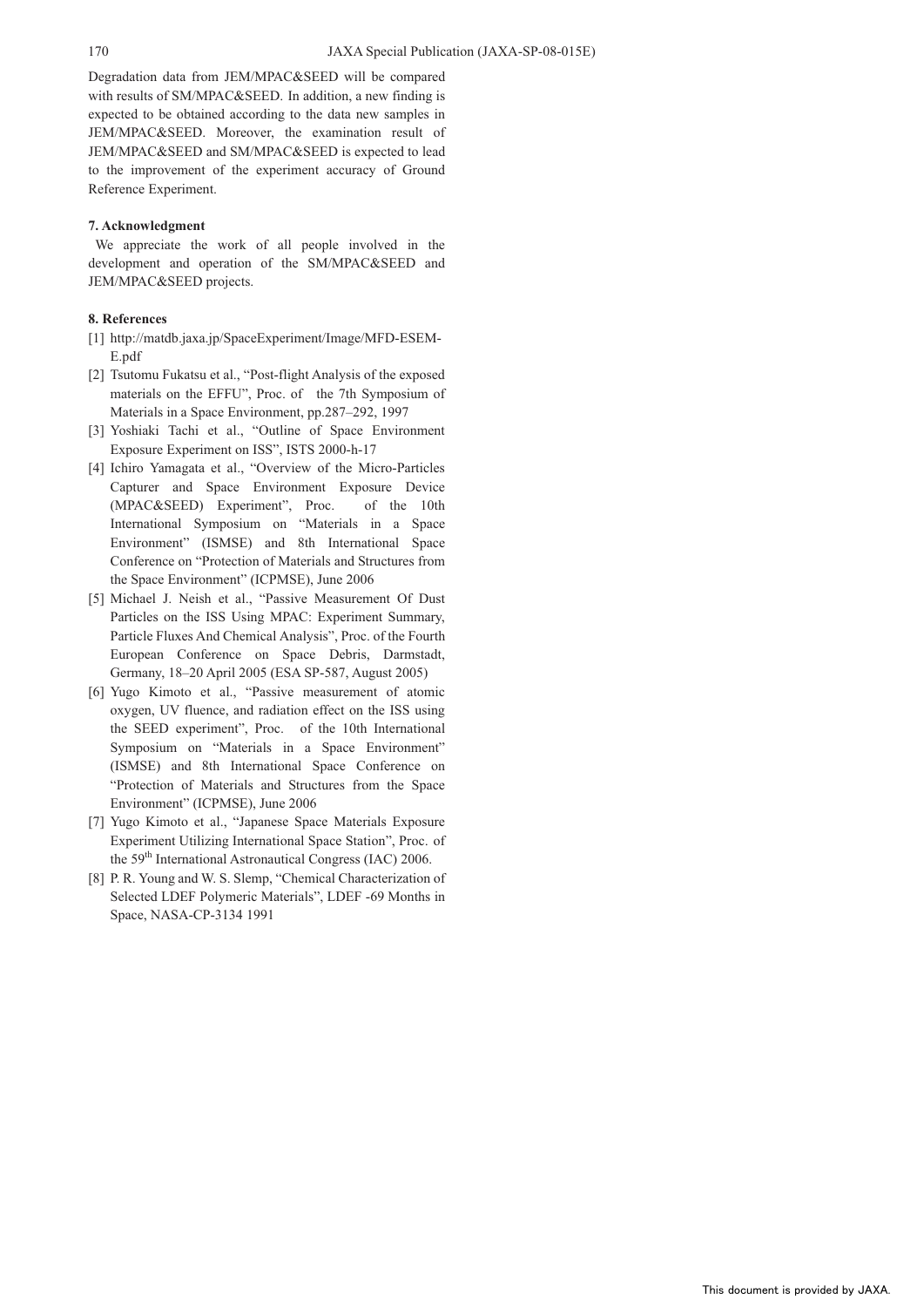Degradation data from JEM/MPAC&SEED will be compared with results of SM/MPAC&SEED. In addition, a new finding is expected to be obtained according to the data new samples in JEM/MPAC&SEED. Moreover, the examination result of JEM/MPAC&SEED and SM/MPAC&SEED is expected to lead to the improvement of the experiment accuracy of Ground Reference Experiment.

### 7. Acknowledgment

We appreciate the work of all people involved in the development and operation of the SM/MPAC&SEED and JEM/MPAC&SEED projects.

### 8. References

[1] http://matdb.jaxa.jp/SpaceExperiment/Image/MFD-ESEM-E.pdf

[2] Tsutomu Fukatsu et al., "Post-flight Analysis of the exposed materials on the EFFU", Proc. of the 7th Symposium of Materials in a Space Environment, pp.287–292, 1997

[3] Yoshiaki Tachi et al., "Outline of Space Environment Exposure Experiment on ISS", ISTS 2000-h-17

[4] Ichiro Yamagata et al., "Overview of the Micro-Particles Capturer and Space Environment Exposure Device (MPAC&SEED) Experiment", Proc. of the 10th International Symposium on "Materials in a Space Environment" (ISMSE) and 8th International Space Conference on "Protection of Materials and Structures from the Space Environment" (ICPMSE), June 2006

[5] Michael J. Neish et al., "Passive Measurement Of Dust Particles on the ISS Using MPAC: Experiment Summary, Particle Fluxes And Chemical Analysis", Proc. of the Fourth European Conference on Space Debris, Darmstadt, Germany, 18–20 April 2005 (ESA SP-587, August 2005)

[6] Yugo Kimoto et al., "Passive measurement of atomic oxygen, UV fluence, and radiation effect on the ISS using the SEED experiment", Proc. of the 10th International Symposium on "Materials in a Space Environment" (ISMSE) and 8th International Space Conference on "Protection of Materials and Structures from the Space Environment" (ICPMSE), June 2006

[7] Yugo Kimoto et al., "Japanese Space Materials Exposure Experiment Utilizing International Space Station", Proc. of the 59th International Astronautical Congress (IAC) 2006.

[8] P. R. Young and W. S. Slemp, "Chemical Characterization of Selected LDEF Polymeric Materials", LDEF -69 Months in Space, NASA-CP-3134 1991